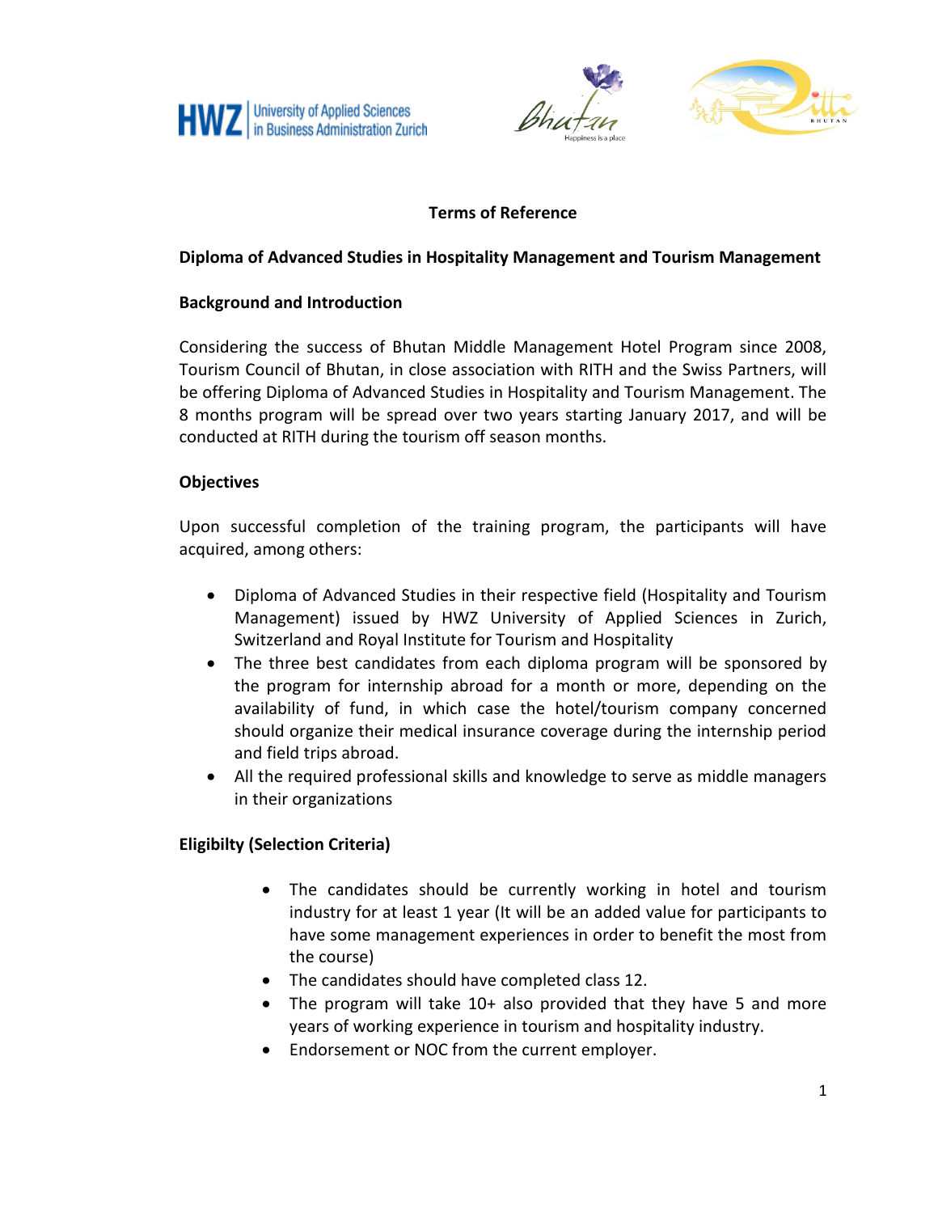# Terms of Reference

## Diploma of Advanced Studies in Hospitality Management and Tourism Management

### Background and Introduction

Considering the success of Bhutan Middle Management Hotel Program since 2008, Tourism Council of Bhutan, in close association with RITH and the Swiss Partners, will be offering Diploma of Advanced Studies in Hospitality and Tourism Management. The 8 months program will be spread over two years starting January 2017, and will be conducted at RITH during the tourism off season months.

### Objectives

Upon successful completion of the training program, the participants will have acquired, among others:

- Diploma of Advanced Studies in their respective field (Hospitality and Tourism Management) issued by HWZ University of Applied Sciences in Zurich, Switzerland and Royal Institute for Tourism and Hospitality
- The three best candidates from each diploma program will be sponsored by the program for internship abroad for a month or more, depending on the availability of fund, in which case the hotel/tourism company concerned should organize their medical insurance coverage during the internship period and field trips abroad.
- All the required professional skills and knowledge to serve as middle managers in their organizations

### Eligibilty (Selection Criteria)

- The candidates should be currently working in hotel and tourism industry for at least 1 year (It will be an added value for participants to have some management experiences in order to benefit the most from the course)
- The candidates should have completed class 12.
- The program will take 10+ also provided that they have 5 and more years of working experience in tourism and hospitality industry.
- Endorsement or NOC from the current employer.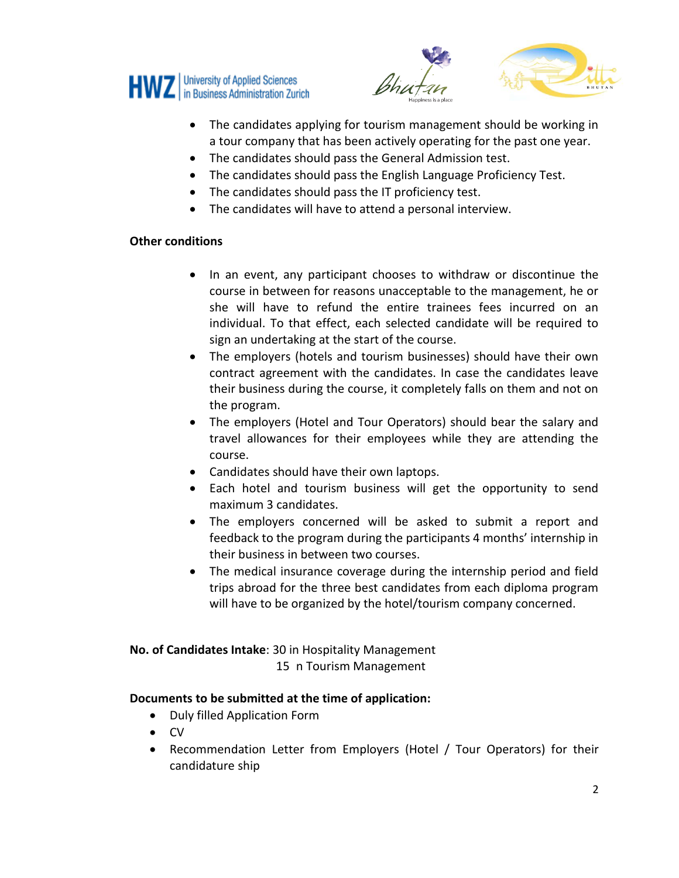- The candidates applying for tourism management should be working in a tour company that has been actively operating for the past one year.
- The candidates should pass the General Admission test.
- The candidates should pass the English Language Proficiency Test.
- The candidates should pass the IT proficiency test.
- The candidates will have to attend a personal interview.

**Other conditions**

- In an event, any participant chooses to withdraw or discontinue the course in between for reasons unacceptable to the management, he or she will have to refund the entire trainees fees incurred on an individual. To that effect, each selected candidate will be required to sign an undertaking at the start of the course.
- The employers (hotels and tourism businesses) should have their own contract agreement with the candidates. In case the candidates leave their business during the course, it completely falls on them and not on the program.
- The employers (Hotel and Tour Operators) should bear the salary and travel allowances for their employees while they are attending the course.
- Candidates should have their own laptops.
- Each hotel and tourism business will get the opportunity to send maximum 3 candidates.
- The employers concerned will be asked to submit a report and feedback to the program during the participants 4 months' internship in their business in between two courses.
- The medical insurance coverage during the internship period and field trips abroad for the three best candidates from each diploma program will have to be organized by the hotel/tourism company concerned.

**No. of Candidates Intake**: 30 in Hospitality Management
15 n Tourism Management

**Documents to be submitted at the time of application:**

- Duly filled Application Form
- CV
- Recommendation Letter from Employers (Hotel / Tour Operators) for their candidature ship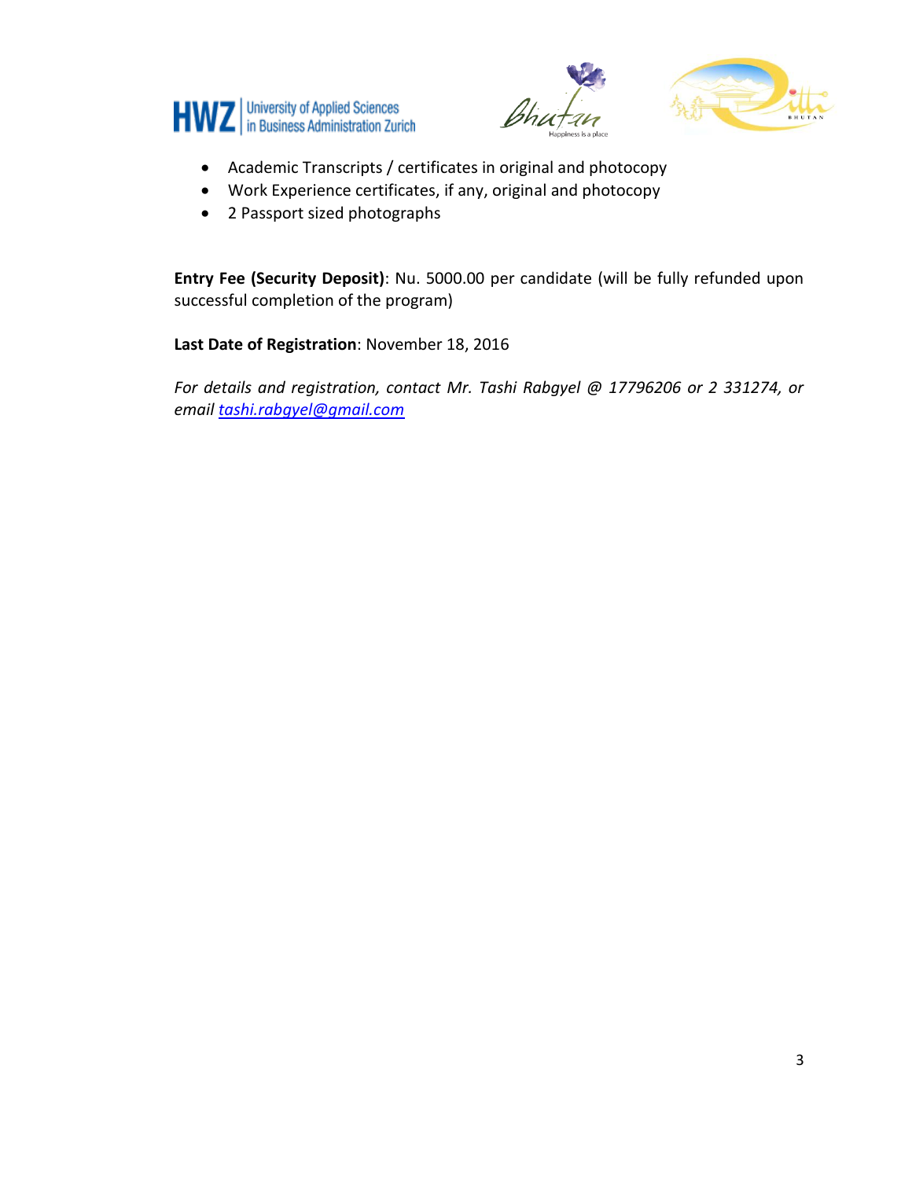- Academic Transcripts / certificates in original and photocopy
- Work Experience certificates, if any, original and photocopy
- 2 Passport sized photographs

**Entry Fee (Security Deposit)**: Nu. 5000.00 per candidate (will be fully refunded upon successful completion of the program)

**Last Date of Registration**: November 18, 2016

*For details and registration, contact Mr. Tashi Rabgyel @ 17796206 or 2 331274, or email [tashi.rabgyel@gmail.com](mailto:tashi.rabgyel@gmail.com)*